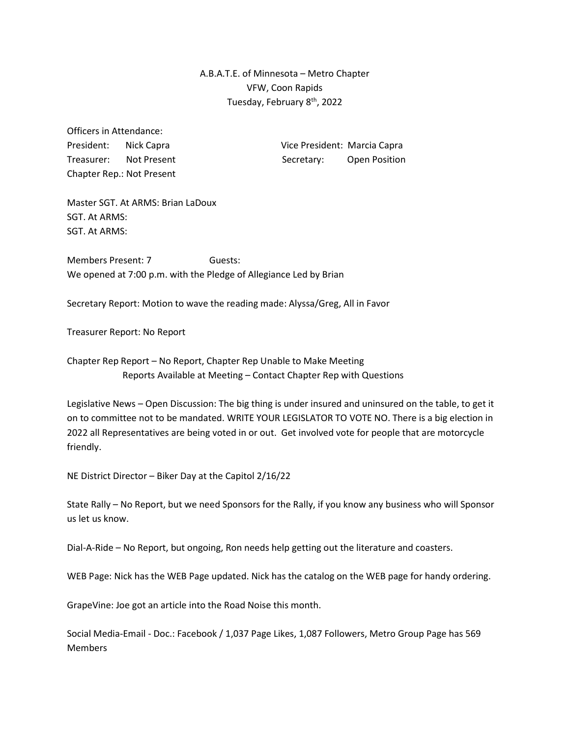A.B.A.T.E. of Minnesota – Metro Chapter
VFW, Coon Rapids
Tuesday, February 8th, 2022

Officers in Attendance:

President: Nick Capra
Vice President: Marcia Capra
Treasurer: Not Present
Secretary: Open Position
Chapter Rep.: Not Present

Master SGT. At ARMS: Brian LaDoux
SGT. At ARMS:
SGT. At ARMS:

Members Present: 7
Guests:

We opened at 7:00 p.m. with the Pledge of Allegiance Led by Brian

Secretary Report: Motion to wave the reading made: Alyssa/Greg, All in Favor

Treasurer Report: No Report

Chapter Rep Report – No Report, Chapter Rep Unable to Make Meeting
Reports Available at Meeting – Contact Chapter Rep with Questions

Legislative News – Open Discussion: The big thing is under insured and uninsured on the table, to get it on to committee not to be mandated. WRITE YOUR LEGISLATOR TO VOTE NO. There is a big election in 2022 all Representatives are being voted in or out. Get involved vote for people that are motorcycle friendly.

NE District Director – Biker Day at the Capitol 2/16/22

State Rally – No Report, but we need Sponsors for the Rally, if you know any business who will Sponsor us let us know.

Dial-A-Ride – No Report, but ongoing, Ron needs help getting out the literature and coasters.

WEB Page: Nick has the WEB Page updated. Nick has the catalog on the WEB page for handy ordering.

GrapeVine: Joe got an article into the Road Noise this month.

Social Media-Email - Doc.: Facebook / 1,037 Page Likes, 1,087 Followers, Metro Group Page has 569 Members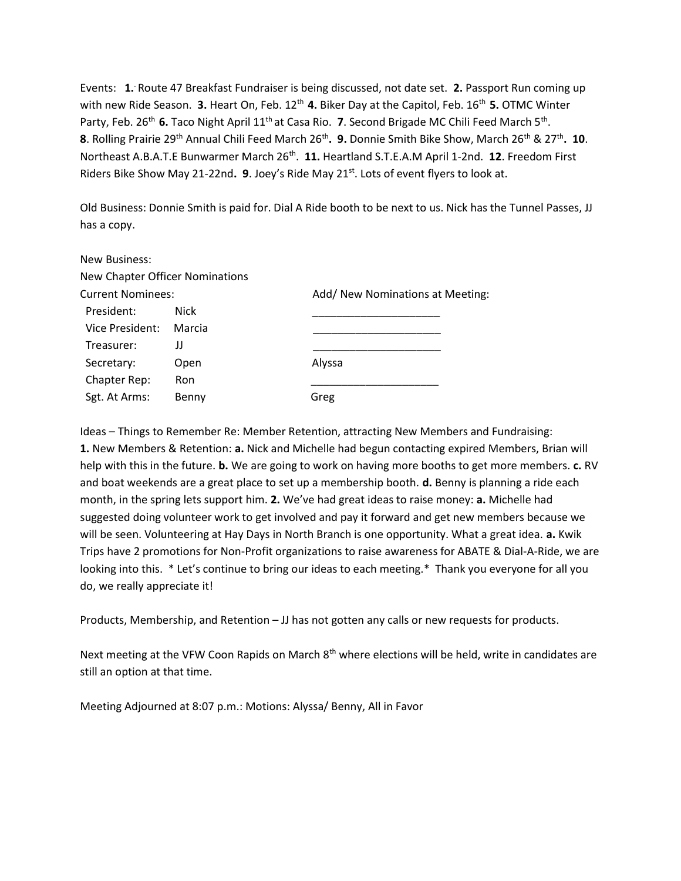Events: **1.** Route 47 Breakfast Fundraiser is being discussed, not date set. **2.** Passport Run coming up with new Ride Season. **3.** Heart On, Feb. 12th **4.** Biker Day at the Capitol, Feb. 16th **5.** OTMC Winter Party, Feb. 26th **6.** Taco Night April 11th at Casa Rio. **7**. Second Brigade MC Chili Feed March 5th. **8**. Rolling Prairie 29th Annual Chili Feed March 26th**. 9.** Donnie Smith Bike Show, March 26th & 27th**. 10**. Northeast A.B.A.T.E Bunwarmer March 26th. **11.** Heartland S.T.E.A.M April 1-2nd. **12**. Freedom First Riders Bike Show May 21-22nd**. 9**. Joey's Ride May 21st. Lots of event flyers to look at.

Old Business: Donnie Smith is paid for. Dial A Ride booth to be next to us. Nick has the Tunnel Passes, JJ has a copy.

New Business:

New Chapter Officer Nominations

| Current Nominees: | | Add/ New Nominations at Meeting: |
|---|---|---|
| President: | Nick | _____________________ |
| Vice President: | Marcia | _____________________ |
| Treasurer: | JJ | _____________________ |
| Secretary: | Open | Alyssa |
| Chapter Rep: | Ron | _____________________ |
| Sgt. At Arms: | Benny | Greg |

Ideas – Things to Remember Re: Member Retention, attracting New Members and Fundraising: **1.** New Members & Retention: **a.** Nick and Michelle had begun contacting expired Members, Brian will help with this in the future. **b.** We are going to work on having more booths to get more members. **c.** RV and boat weekends are a great place to set up a membership booth. **d.** Benny is planning a ride each month, in the spring lets support him. **2.** We've had great ideas to raise money: **a.** Michelle had suggested doing volunteer work to get involved and pay it forward and get new members because we will be seen. Volunteering at Hay Days in North Branch is one opportunity. What a great idea. **a.** Kwik Trips have 2 promotions for Non-Profit organizations to raise awareness for ABATE & Dial-A-Ride, we are looking into this. * Let's continue to bring our ideas to each meeting.* Thank you everyone for all you do, we really appreciate it!

Products, Membership, and Retention – JJ has not gotten any calls or new requests for products.

Next meeting at the VFW Coon Rapids on March 8th where elections will be held, write in candidates are still an option at that time.

Meeting Adjourned at 8:07 p.m.: Motions: Alyssa/ Benny, All in Favor